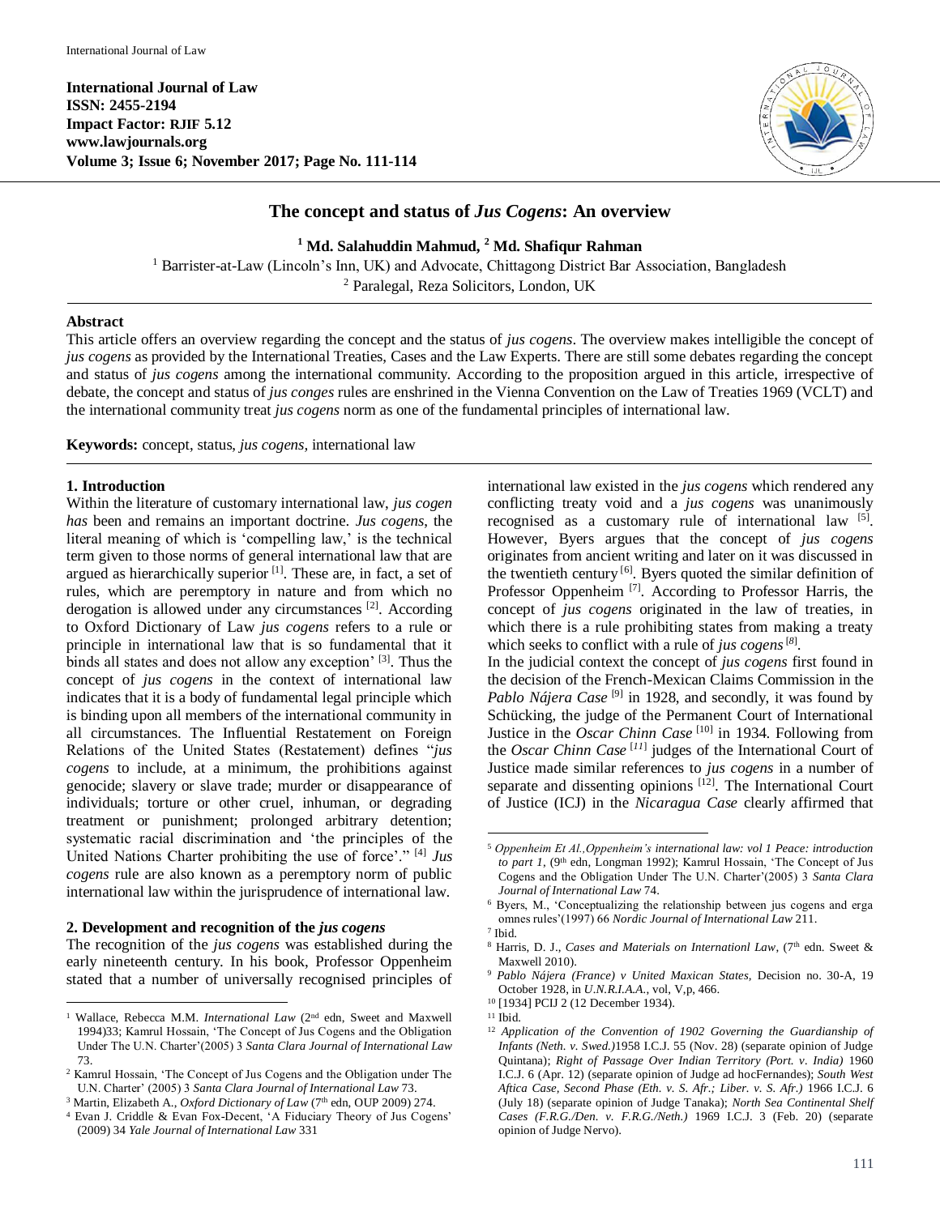International Journal of Law
**ISSN: 2455-2194**
**Impact Factor: RJIF 5.12**
**www.lawjournals.org**
**Volume 3; Issue 6; November 2017; Page No. 111-114**

# The concept and status of *Jus Cogens*: An overview

**[1] Md. Salahuddin Mahmud, [2] Md. Shafiqur Rahman**

[1] Barrister-at-Law (Lincoln's Inn, UK) and Advocate, Chittagong District Bar Association, Bangladesh
[2] Paralegal, Reza Solicitors, London, UK

## Abstract

This article offers an overview regarding the concept and the status of *jus cogens*. The overview makes intelligible the concept of *jus cogens* as provided by the International Treaties, Cases and the Law Experts. There are still some debates regarding the concept and status of *jus cogens* among the international community. According to the proposition argued in this article, irrespective of debate, the concept and status of *jus conges* rules are enshrined in the Vienna Convention on the Law of Treaties 1969 (VCLT) and the international community treat *jus cogens* norm as one of the fundamental principles of international law.

**Keywords:** concept, status, *jus cogens*, international law

## 1. Introduction

Within the literature of customary international law, *jus cogen has* been and remains an important doctrine. *Jus cogens*, the literal meaning of which is 'compelling law,' is the technical term given to those norms of general international law that are argued as hierarchically superior [1]. These are, in fact, a set of rules, which are peremptory in nature and from which no derogation is allowed under any circumstances [2]. According to Oxford Dictionary of Law *jus cogens* refers to a rule or principle in international law that is so fundamental that it binds all states and does not allow any exception' [3]. Thus the concept of *jus cogens* in the context of international law indicates that it is a body of fundamental legal principle which is binding upon all members of the international community in all circumstances. The Influential Restatement on Foreign Relations of the United States (Restatement) defines "*jus cogens* to include, at a minimum, the prohibitions against genocide; slavery or slave trade; murder or disappearance of individuals; torture or other cruel, inhuman, or degrading treatment or punishment; prolonged arbitrary detention; systematic racial discrimination and 'the principles of the United Nations Charter prohibiting the use of force'." [4] *Jus cogens* rule are also known as a peremptory norm of public international law within the jurisprudence of international law.

## 2. Development and recognition of the *jus cogens*

The recognition of the *jus cogens* was established during the early nineteenth century. In his book, Professor Oppenheim stated that a number of universally recognised principles of international law existed in the *jus cogens* which rendered any conflicting treaty void and a *jus cogens* was unanimously recognised as a customary rule of international law [5]. However, Byers argues that the concept of *jus cogens* originates from ancient writing and later on it was discussed in the twentieth century [6]. Byers quoted the similar definition of Professor Oppenheim [7]. According to Professor Harris, the concept of *jus cogens* originated in the law of treaties, in which there is a rule prohibiting states from making a treaty which seeks to conflict with a rule of *jus cogens* [8].

In the judicial context the concept of *jus cogens* first found in the decision of the French-Mexican Claims Commission in the *Pablo Nájera Case* [9] in 1928, and secondly, it was found by Schücking, the judge of the Permanent Court of International Justice in the *Oscar Chinn Case* [10] in 1934. Following from the *Oscar Chinn Case* [11] judges of the International Court of Justice made similar references to *jus cogens* in a number of separate and dissenting opinions [12]. The International Court of Justice (ICJ) in the *Nicaragua Case* clearly affirmed that

---

[1] Wallace, Rebecca M.M. *International Law* (2nd edn, Sweet and Maxwell 1994)33; Kamrul Hossain, 'The Concept of Jus Cogens and the Obligation Under The U.N. Charter'(2005) 3 *Santa Clara Journal of International Law* 73.

[2] Kamrul Hossain, 'The Concept of Jus Cogens and the Obligation under The U.N. Charter' (2005) 3 *Santa Clara Journal of International Law* 73.

[3] Martin, Elizabeth A., *Oxford Dictionary of Law* (7th edn, OUP 2009) 274.

[4] Evan J. Criddle & Evan Fox-Decent, 'A Fiduciary Theory of Jus Cogens' (2009) 34 *Yale Journal of International Law* 331

[5] *Oppenheim Et Al.,Oppenheim's international law: vol 1 Peace: introduction to part 1*, (9th edn, Longman 1992); Kamrul Hossain, 'The Concept of Jus Cogens and the Obligation Under The U.N. Charter'(2005) 3 *Santa Clara Journal of International Law* 74.

[6] Byers, M., 'Conceptualizing the relationship between jus cogens and erga omnes rules'(1997) 66 *Nordic Journal of International Law* 211.

[7] Ibid.

[8] Harris, D. J., *Cases and Materials on Internationl Law*, (7th edn. Sweet & Maxwell 2010).

[9] *Pablo Nájera (France) v United Maxican States*, Decision no. 30-A, 19 October 1928, in *U.N.R.I.A.A.*, vol, V,p, 466.

[10] [1934] PCIJ 2 (12 December 1934).

[11] Ibid.

[12] *Application of the Convention of 1902 Governing the Guardianship of Infants (Neth. v. Swed.)*1958 I.C.J. 55 (Nov. 28) (separate opinion of Judge Quintana); *Right of Passage Over Indian Territory (Port. v. India)* 1960 I.C.J. 6 (Apr. 12) (separate opinion of Judge ad hocFernandes); *South West Aftica Case, Second Phase (Eth. v. S. Afr.; Liber. v. S. Afr.)* 1966 I.C.J. 6 (July 18) (separate opinion of Judge Tanaka); *North Sea Continental Shelf Cases (F.R.G./Den. v. F.R.G./Neth.)* 1969 I.C.J. 3 (Feb. 20) (separate opinion of Judge Nervo).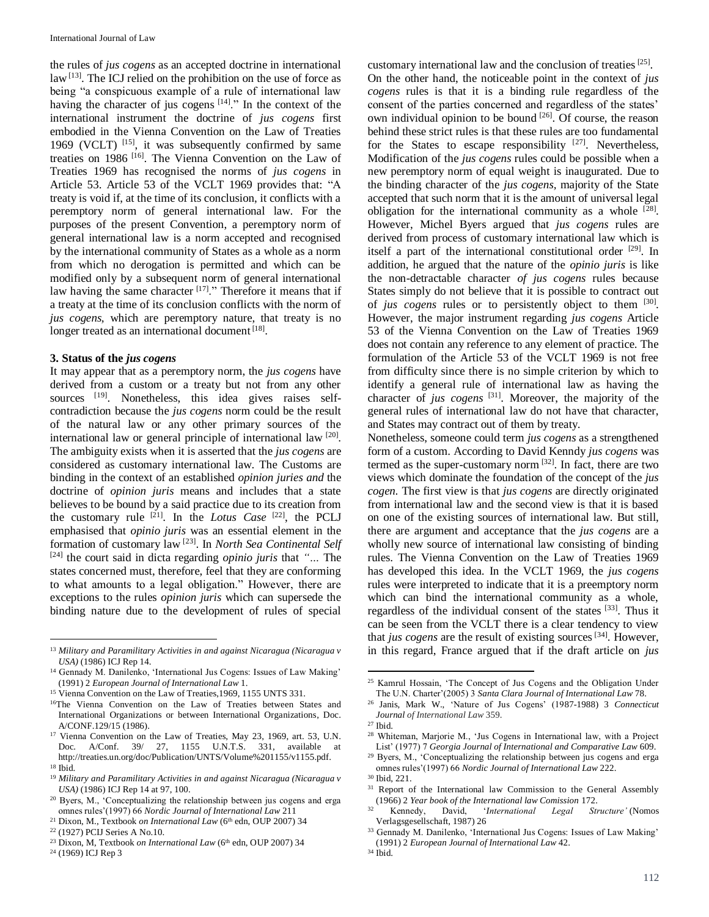the rules of *jus cogens* as an accepted doctrine in international law [13]. The ICJ relied on the prohibition on the use of force as being "a conspicuous example of a rule of international law having the character of jus cogens [14]." In the context of the international instrument the doctrine of *jus cogens* first embodied in the Vienna Convention on the Law of Treaties 1969 (VCLT) [15], it was subsequently confirmed by same treaties on 1986 [16]. The Vienna Convention on the Law of Treaties 1969 has recognised the norms of *jus cogens* in Article 53. Article 53 of the VCLT 1969 provides that: "A treaty is void if, at the time of its conclusion, it conflicts with a peremptory norm of general international law. For the purposes of the present Convention, a peremptory norm of general international law is a norm accepted and recognised by the international community of States as a whole as a norm from which no derogation is permitted and which can be modified only by a subsequent norm of general international law having the same character [17]." Therefore it means that if a treaty at the time of its conclusion conflicts with the norm of *jus cogens*, which are peremptory nature, that treaty is no longer treated as an international document [18].

### 3. Status of the *jus cogens*

It may appear that as a peremptory norm, the *jus cogens* have derived from a custom or a treaty but not from any other sources [19]. Nonetheless, this idea gives raises self-contradiction because the *jus cogens* norm could be the result of the natural law or any other primary sources of the international law or general principle of international law [20]. The ambiguity exists when it is asserted that the *jus cogens* are considered as customary international law. The Customs are binding in the context of an established *opinion juries and* the doctrine of *opinion juris* means and includes that a state believes to be bound by a said practice due to its creation from the customary rule [21]. In the *Lotus Case* [22], the PCLJ emphasised that *opinio juris* was an essential element in the formation of customary law [23]. In *North Sea Continental Self* [24] the court said in dicta regarding *opinio juris* that *"...* The states concerned must, therefore, feel that they are conforming to what amounts to a legal obligation." However, there are exceptions to the rules *opinion juris* which can supersede the binding nature due to the development of rules of special customary international law and the conclusion of treaties [25].

On the other hand, the noticeable point in the context of *jus cogens* rules is that it is a binding rule regardless of the consent of the parties concerned and regardless of the states' own individual opinion to be bound [26]. Of course, the reason behind these strict rules is that these rules are too fundamental for the States to escape responsibility [27]. Nevertheless, Modification of the *jus cogens* rules could be possible when a new peremptory norm of equal weight is inaugurated. Due to the binding character of the *jus cogens*, majority of the State accepted that such norm that it is the amount of universal legal obligation for the international community as a whole [28]. However, Michel Byers argued that *jus cogens* rules are derived from process of customary international law which is itself a part of the international constitutional order [29]. In addition, he argued that the nature of the *opinio juris* is like the non-detractable character *of jus cogens* rules because States simply do not believe that it is possible to contract out of *jus cogens* rules or to persistently object to them [30]. However, the major instrument regarding *jus cogens* Article 53 of the Vienna Convention on the Law of Treaties 1969 does not contain any reference to any element of practice. The formulation of the Article 53 of the VCLT 1969 is not free from difficulty since there is no simple criterion by which to identify a general rule of international law as having the character of *jus cogens* [31]. Moreover, the majority of the general rules of international law do not have that character, and States may contract out of them by treaty.

Nonetheless, someone could term *jus cogens* as a strengthened form of a custom. According to David Kenndy *jus cogens* was termed as the super-customary norm [32]. In fact, there are two views which dominate the foundation of the concept of the *jus cogen*. The first view is that *jus cogens* are directly originated from international law and the second view is that it is based on one of the existing sources of international law. But still, there are argument and acceptance that the *jus cogens* are a wholly new source of international law consisting of binding rules. The Vienna Convention on the Law of Treaties 1969 has developed this idea. In the VCLT 1969, the *jus cogens* rules were interpreted to indicate that it is a preemptory norm which can bind the international community as a whole, regardless of the individual consent of the states [33]. Thus it can be seen from the VCLT there is a clear tendency to view that *jus cogens* are the result of existing sources [34]. However, in this regard, France argued that if the draft article on *jus*

---

[13] *Military and Paramilitary Activities in and against Nicaragua (Nicaragua v USA)* (1986) ICJ Rep 14.

[14] Gennady M. Danilenko, 'International Jus Cogens: Issues of Law Making' (1991) 2 *European Journal of International Law* 1.

[15] Vienna Convention on the Law of Treaties,1969, 1155 UNTS 331.

[16] The Vienna Convention on the Law of Treaties between States and International Organizations or between International Organizations, Doc. A/CONF.129/15 (1986).

[17] Vienna Convention on the Law of Treaties, May 23, 1969, art. 53, U.N. Doc. A/Conf. 39/ 27, 1155 U.N.T.S. 331, available at http://treaties.un.org/doc/Publication/UNTS/Volume%201155/v1155.pdf.

[18] Ibid.

[19] *Military and Paramilitary Activities in and against Nicaragua (Nicaragua v USA)* (1986) ICJ Rep 14 at 97, 100.

[20] Byers, M., 'Conceptualizing the relationship between jus cogens and erga omnes rules'(1997) 66 *Nordic Journal of International Law* 211

[21] Dixon, M., Textbook *on International Law* (6th edn, OUP 2007) 34

[22] (1927) PCIJ Series A No.10.

[23] Dixon, M, Textbook *on International Law* (6th edn, OUP 2007) 34

[24] (1969) ICJ Rep 3

[25] Kamrul Hossain, 'The Concept of Jus Cogens and the Obligation Under The U.N. Charter'(2005) 3 *Santa Clara Journal of International Law* 78.

[26] Janis, Mark W., 'Nature of Jus Cogens' (1987-1988) 3 *Connecticut Journal of International Law* 359.

[27] Ibid.

[28] Whiteman, Marjorie M., 'Jus Cogens in International law, with a Project List' (1977) 7 *Georgia Journal of International and Comparative Law* 609.

[29] Byers, M., 'Conceptualizing the relationship between jus cogens and erga omnes rules'(1997) 66 *Nordic Journal of International Law* 222.

[30] Ibid, 221.

[31] Report of the International law Commission to the General Assembly (1966) 2 *Year book of the International law Comission* 172.

[32] Kennedy, David, '*International Legal Structure'* (Nomos Verlagsgesellschaft, 1987) 26

[33] Gennady M. Danilenko, 'International Jus Cogens: Issues of Law Making' (1991) 2 *European Journal of International Law* 42.

[34] Ibid.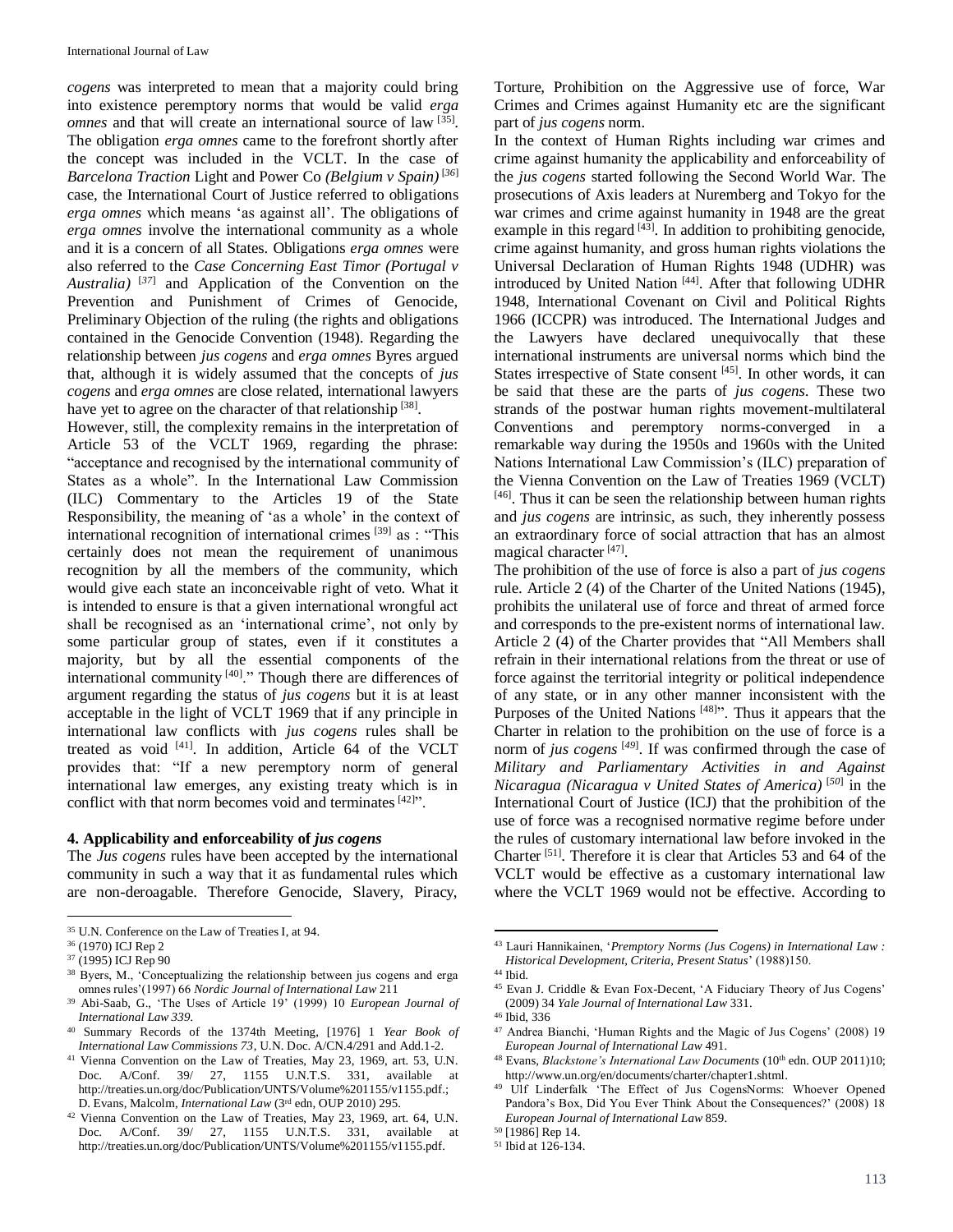*cogens* was interpreted to mean that a majority could bring into existence peremptory norms that would be valid *erga omnes* and that will create an international source of law [35]. The obligation *erga omnes* came to the forefront shortly after the concept was included in the VCLT. In the case of *Barcelona Traction* Light and Power Co *(Belgium v Spain)* [36] case, the International Court of Justice referred to obligations *erga omnes* which means 'as against all'. The obligations of *erga omnes* involve the international community as a whole and it is a concern of all States. Obligations *erga omnes* were also referred to the *Case Concerning East Timor (Portugal v Australia)* [37] and Application of the Convention on the Prevention and Punishment of Crimes of Genocide, Preliminary Objection of the ruling (the rights and obligations contained in the Genocide Convention (1948). Regarding the relationship between *jus cogens* and *erga omnes* Byres argued that, although it is widely assumed that the concepts of *jus cogens* and *erga omnes* are close related, international lawyers have yet to agree on the character of that relationship [38].

However, still, the complexity remains in the interpretation of Article 53 of the VCLT 1969, regarding the phrase: "acceptance and recognised by the international community of States as a whole". In the International Law Commission (ILC) Commentary to the Articles 19 of the State Responsibility, the meaning of 'as a whole' in the context of international recognition of international crimes [39] as : "This certainly does not mean the requirement of unanimous recognition by all the members of the community, which would give each state an inconceivable right of veto. What it is intended to ensure is that a given international wrongful act shall be recognised as an 'international crime', not only by some particular group of states, even if it constitutes a majority, but by all the essential components of the international community [40]." Though there are differences of argument regarding the status of *jus cogens* but it is at least acceptable in the light of VCLT 1969 that if any principle in international law conflicts with *jus cogens* rules shall be treated as void [41]. In addition, Article 64 of the VCLT provides that: "If a new peremptory norm of general international law emerges, any existing treaty which is in conflict with that norm becomes void and terminates [42]".

### 4. Applicability and enforceability of *jus cogens*

The *Jus cogens* rules have been accepted by the international community in such a way that it as fundamental rules which are non-deroagable. Therefore Genocide, Slavery, Piracy, Torture, Prohibition on the Aggressive use of force, War Crimes and Crimes against Humanity etc are the significant part of *jus cogens* norm.

In the context of Human Rights including war crimes and crime against humanity the applicability and enforceability of the *jus cogens* started following the Second World War. The prosecutions of Axis leaders at Nuremberg and Tokyo for the war crimes and crime against humanity in 1948 are the great example in this regard [43]. In addition to prohibiting genocide, crime against humanity, and gross human rights violations the Universal Declaration of Human Rights 1948 (UDHR) was introduced by United Nation [44]. After that following UDHR 1948, International Covenant on Civil and Political Rights 1966 (ICCPR) was introduced. The International Judges and the Lawyers have declared unequivocally that these international instruments are universal norms which bind the States irrespective of State consent [45]. In other words, it can be said that these are the parts of *jus cogens*. These two strands of the postwar human rights movement-multilateral Conventions and peremptory norms-converged in a remarkable way during the 1950s and 1960s with the United Nations International Law Commission's (ILC) preparation of the Vienna Convention on the Law of Treaties 1969 (VCLT) [46]. Thus it can be seen the relationship between human rights and *jus cogens* are intrinsic, as such, they inherently possess an extraordinary force of social attraction that has an almost magical character [47].

The prohibition of the use of force is also a part of *jus cogens* rule. Article 2 (4) of the Charter of the United Nations (1945), prohibits the unilateral use of force and threat of armed force and corresponds to the pre-existent norms of international law. Article 2 (4) of the Charter provides that "All Members shall refrain in their international relations from the threat or use of force against the territorial integrity or political independence of any state, or in any other manner inconsistent with the Purposes of the United Nations [48]". Thus it appears that the Charter in relation to the prohibition on the use of force is a norm of *jus cogens* [49]. If was confirmed through the case of *Military and Parliamentary Activities in and Against Nicaragua (Nicaragua v United States of America)* [50] in the International Court of Justice (ICJ) that the prohibition of the use of force was a recognised normative regime before under the rules of customary international law before invoked in the Charter [51]. Therefore it is clear that Articles 53 and 64 of the VCLT would be effective as a customary international law where the VCLT 1969 would not be effective. According to

---

35 U.N. Conference on the Law of Treaties I, at 94.

36 (1970) ICJ Rep 2

37 (1995) ICJ Rep 90

38 Byers, M., 'Conceptualizing the relationship between jus cogens and erga omnes rules'(1997) 66 *Nordic Journal of International Law* 211

39 Abi-Saab, G., 'The Uses of Article 19' (1999) 10 *European Journal of International Law 339*.

40 Summary Records of the 1374th Meeting, [1976] 1 *Year Book of International Law Commissions 73*, U.N. Doc. A/CN.4/291 and Add.1-2.

41 Vienna Convention on the Law of Treaties, May 23, 1969, art. 53, U.N. Doc. A/Conf. 39/ 27, 1155 U.N.T.S. 331, available at http://treaties.un.org/doc/Publication/UNTS/Volume%201155/v1155.pdf.; D. Evans, Malcolm, *International Law* (3rd edn, OUP 2010) 295.

42 Vienna Convention on the Law of Treaties, May 23, 1969, art. 64, U.N. Doc. A/Conf. 39/ 27, 1155 U.N.T.S. 331, available at http://treaties.un.org/doc/Publication/UNTS/Volume%201155/v1155.pdf.

43 Lauri Hannikainen, '*Premptory Norms (Jus Cogens) in International Law : Historical Development, Criteria, Present Status*' (1988)150.

44 Ibid.

45 Evan J. Criddle & Evan Fox-Decent, 'A Fiduciary Theory of Jus Cogens' (2009) 34 *Yale Journal of International Law* 331.

46 Ibid, 336

47 Andrea Bianchi, 'Human Rights and the Magic of Jus Cogens' (2008) 19 *European Journal of International Law* 491.

48 Evans, *Blackstone's International Law Documents* (10th edn. OUP 2011)10; http://www.un.org/en/documents/charter/chapter1.shtml.

49 Ulf Linderfalk 'The Effect of Jus CogensNorms: Whoever Opened Pandora's Box, Did You Ever Think About the Consequences?' (2008) 18 *European Journal of International Law* 859.

50 [1986] Rep 14.

51 Ibid at 126-134.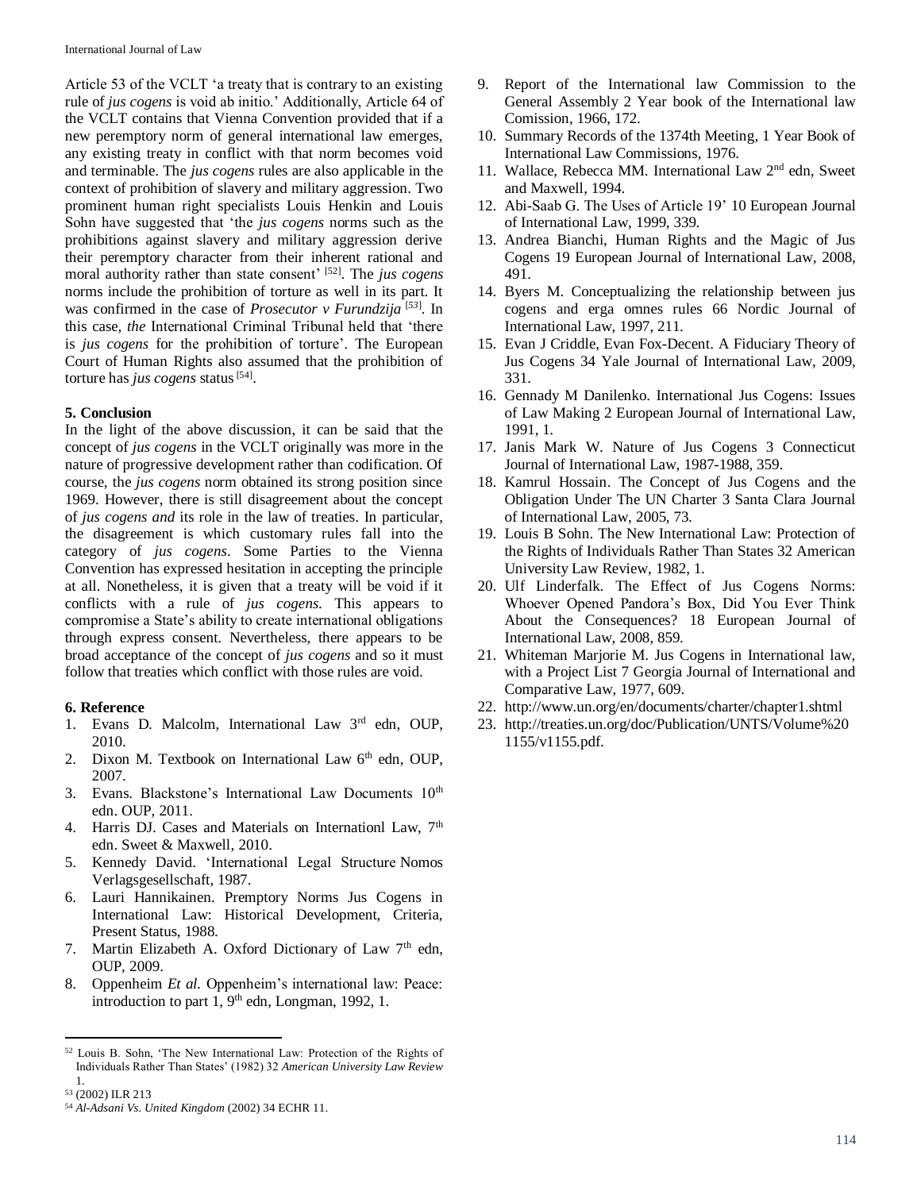Article 53 of the VCLT 'a treaty that is contrary to an existing rule of *jus cogens* is void ab initio.' Additionally, Article 64 of the VCLT contains that Vienna Convention provided that if a new peremptory norm of general international law emerges, any existing treaty in conflict with that norm becomes void and terminable. The *jus cogens* rules are also applicable in the context of prohibition of slavery and military aggression. Two prominent human right specialists Louis Henkin and Louis Sohn have suggested that 'the *jus cogens* norms such as the prohibitions against slavery and military aggression derive their peremptory character from their inherent rational and moral authority rather than state consent' [52]. The *jus cogens* norms include the prohibition of torture as well in its part. It was confirmed in the case of *Prosecutor v Furundzija* [53]. In this case, *the* International Criminal Tribunal held that 'there is *jus cogens* for the prohibition of torture'. The European Court of Human Rights also assumed that the prohibition of torture has *jus cogens* status [54].

## 5. Conclusion

In the light of the above discussion, it can be said that the concept of *jus cogens* in the VCLT originally was more in the nature of progressive development rather than codification. Of course, the *jus cogens* norm obtained its strong position since 1969. However, there is still disagreement about the concept of *jus cogens and* its role in the law of treaties. In particular, the disagreement is which customary rules fall into the category of *jus cogens*. Some Parties to the Vienna Convention has expressed hesitation in accepting the principle at all. Nonetheless, it is given that a treaty will be void if it conflicts with a rule of *jus cogens.* This appears to compromise a State's ability to create international obligations through express consent. Nevertheless, there appears to be broad acceptance of the concept of *jus cogens* and so it must follow that treaties which conflict with those rules are void.

## 6. Reference

1. Evans D. Malcolm, International Law 3rd edn, OUP, 2010.
2. Dixon M. Textbook on International Law 6th edn, OUP, 2007.
3. Evans. Blackstone's International Law Documents 10th edn. OUP, 2011.
4. Harris DJ. Cases and Materials on Internationl Law, 7th edn. Sweet & Maxwell, 2010.
5. Kennedy David. 'International Legal Structure Nomos Verlagsgesellschaft, 1987.
6. Lauri Hannikainen. Premptory Norms Jus Cogens in International Law: Historical Development, Criteria, Present Status, 1988.
7. Martin Elizabeth A. Oxford Dictionary of Law 7th edn, OUP, 2009.
8. Oppenheim *Et al.* Oppenheim's international law: Peace: introduction to part 1, 9th edn, Longman, 1992, 1.
9. Report of the International law Commission to the General Assembly 2 Year book of the International law Comission, 1966, 172.
10. Summary Records of the 1374th Meeting, 1 Year Book of International Law Commissions, 1976.
11. Wallace, Rebecca MM. International Law 2nd edn, Sweet and Maxwell, 1994.
12. Abi-Saab G. The Uses of Article 19' 10 European Journal of International Law, 1999, 339.
13. Andrea Bianchi, Human Rights and the Magic of Jus Cogens 19 European Journal of International Law, 2008, 491.
14. Byers M. Conceptualizing the relationship between jus cogens and erga omnes rules 66 Nordic Journal of International Law, 1997, 211.
15. Evan J Criddle, Evan Fox-Decent. A Fiduciary Theory of Jus Cogens 34 Yale Journal of International Law, 2009, 331.
16. Gennady M Danilenko. International Jus Cogens: Issues of Law Making 2 European Journal of International Law, 1991, 1.
17. Janis Mark W. Nature of Jus Cogens 3 Connecticut Journal of International Law, 1987-1988, 359.
18. Kamrul Hossain. The Concept of Jus Cogens and the Obligation Under The UN Charter 3 Santa Clara Journal of International Law, 2005, 73.
19. Louis B Sohn. The New International Law: Protection of the Rights of Individuals Rather Than States 32 American University Law Review, 1982, 1.
20. Ulf Linderfalk. The Effect of Jus Cogens Norms: Whoever Opened Pandora's Box, Did You Ever Think About the Consequences? 18 European Journal of International Law, 2008, 859.
21. Whiteman Marjorie M. Jus Cogens in International law, with a Project List 7 Georgia Journal of International and Comparative Law, 1977, 609.
22. http://www.un.org/en/documents/charter/chapter1.shtml
23. http://treaties.un.org/doc/Publication/UNTS/Volume%20 1155/v1155.pdf.

---

[52] Louis B. Sohn, 'The New International Law: Protection of the Rights of Individuals Rather Than States' (1982) 32 *American University Law Review* 1.

[53] (2002) ILR 213

[54] *Al-Adsani Vs. United Kingdom* (2002) 34 ECHR 11.